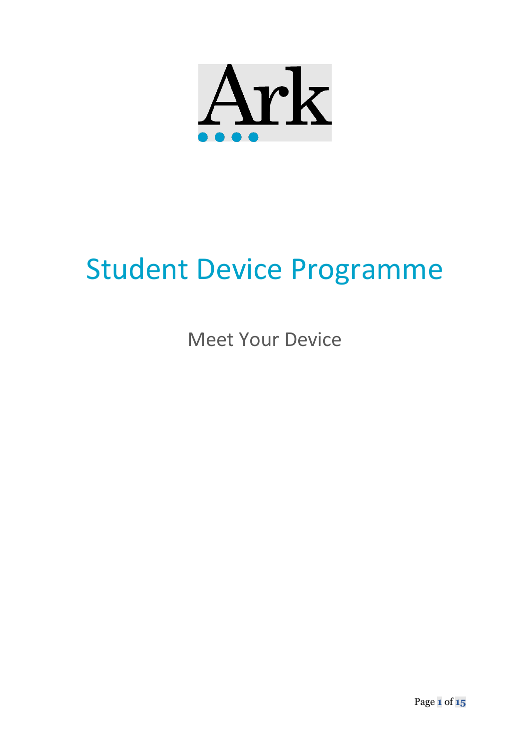Ark

# Student Device Programme

## Meet Your Device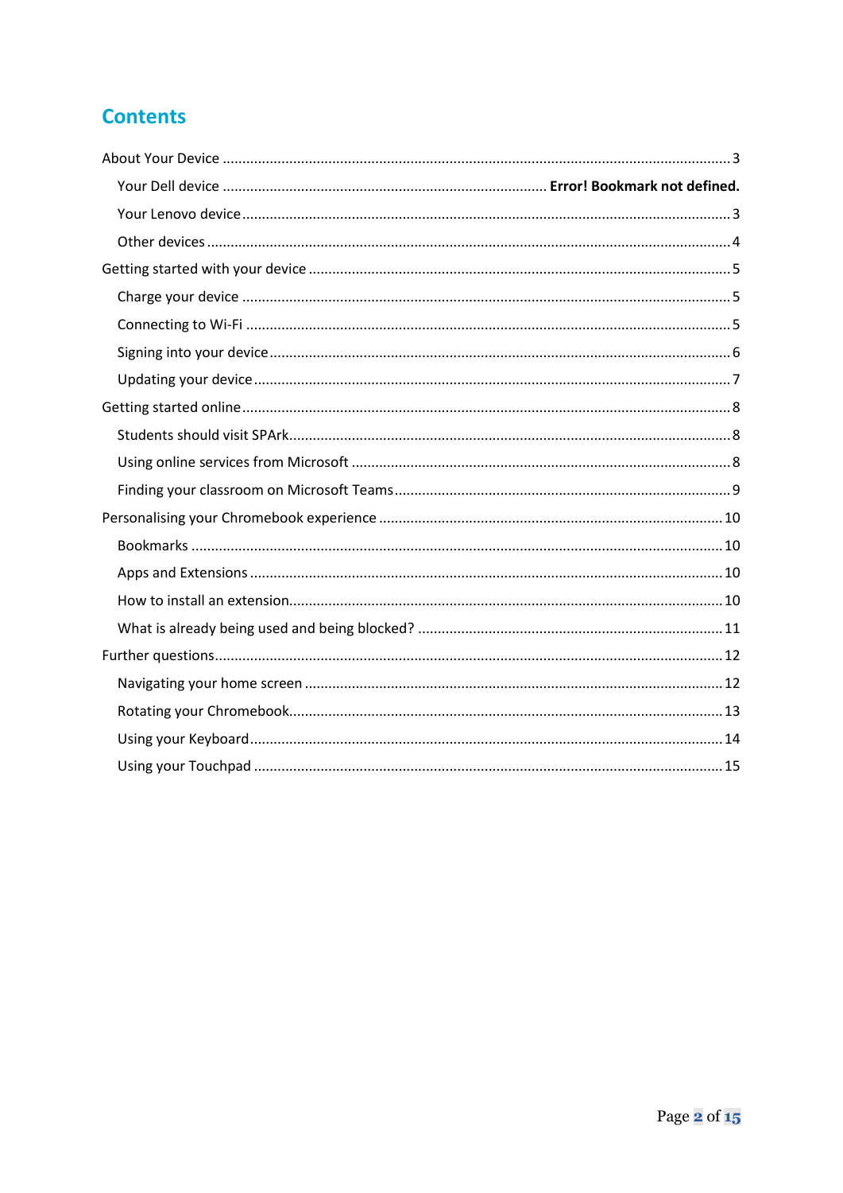# Contents

About Your Device ........................................................................................................................ 3

Your Dell device ........................................................................ **Error! Bookmark not defined.**

Your Lenovo device ................................................................................................................ 3

Other devices ......................................................................................................................... 4

Getting started with your device ................................................................................................ 5

Charge your device ................................................................................................................. 5

Connecting to Wi-Fi ................................................................................................................ 5

Signing into your device .......................................................................................................... 6

Updating your device .............................................................................................................. 7

Getting started online ................................................................................................................ 8

Students should visit SPArk ..................................................................................................... 8

Using online services from Microsoft ...................................................................................... 8

Finding your classroom on Microsoft Teams ........................................................................... 9

Personalising your Chromebook experience ............................................................................. 10

Bookmarks ............................................................................................................................ 10

Apps and Extensions ............................................................................................................. 10

How to install an extension ................................................................................................... 10

What is already being used and being blocked? ..................................................................... 11

Further questions .................................................................................................................... 12

Navigating your home screen ................................................................................................ 12

Rotating your Chromebook ................................................................................................... 13

Using your Keyboard ............................................................................................................. 14

Using your Touchpad ............................................................................................................ 15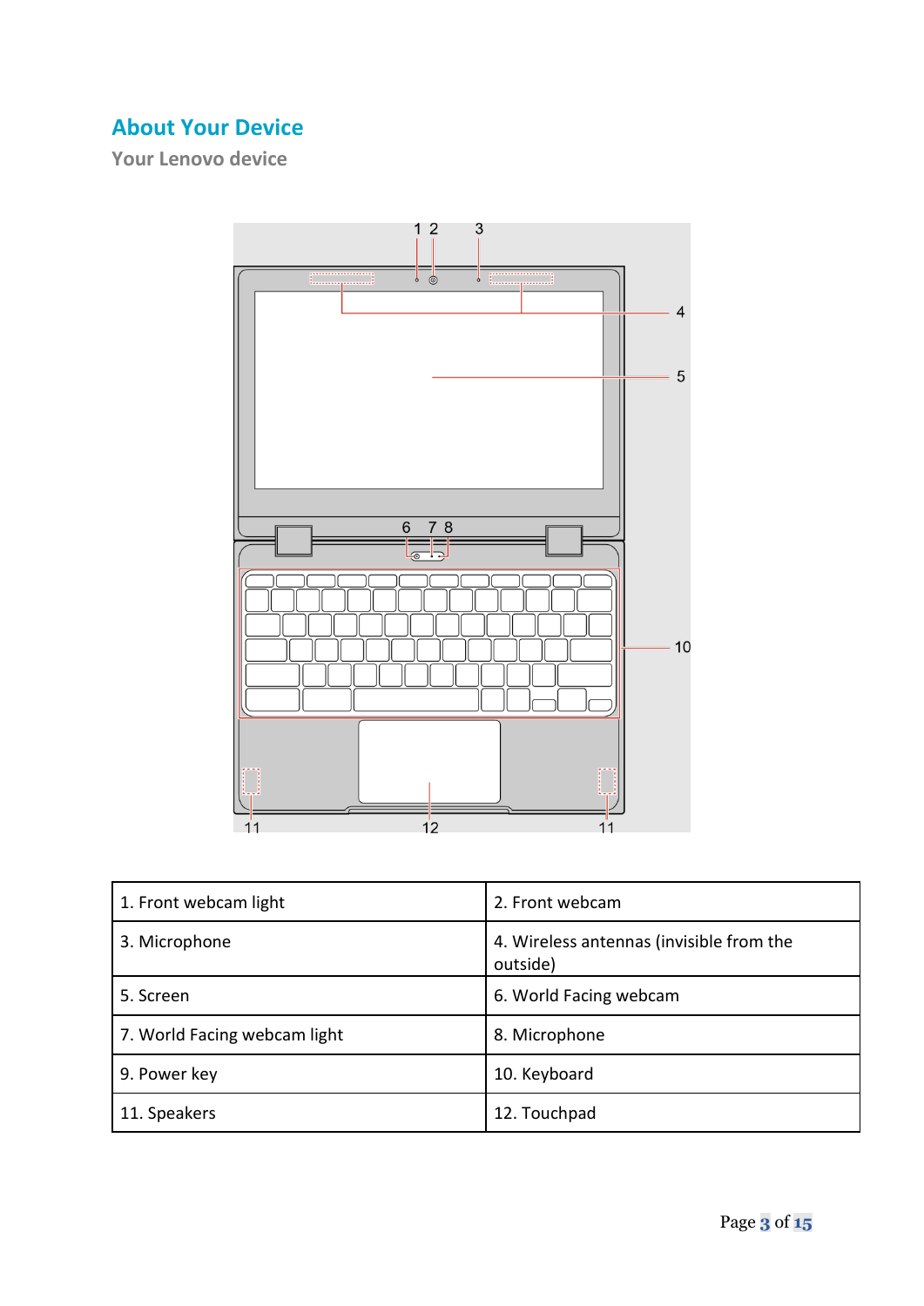# About Your Device

## Your Lenovo device

| 1. Front webcam light | 2. Front webcam |
|---|---|
| 3. Microphone | 4. Wireless antennas (invisible from the outside) |
| 5. Screen | 6. World Facing webcam |
| 7. World Facing webcam light | 8. Microphone |
| 9. Power key | 10. Keyboard |
| 11. Speakers | 12. Touchpad |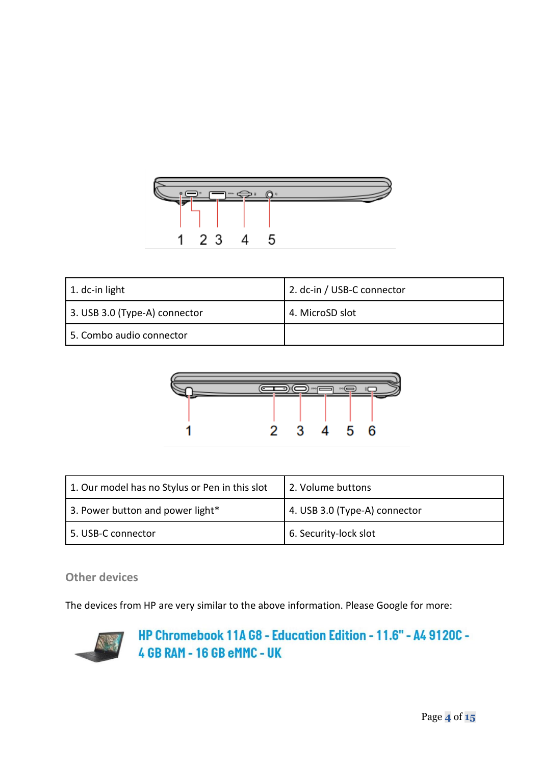| 1. dc-in light | 2. dc-in / USB-C connector |
| --- | --- |
| 3. USB 3.0 (Type-A) connector | 4. MicroSD slot |
| 5. Combo audio connector | |

| 1. Our model has no Stylus or Pen in this slot | 2. Volume buttons |
| --- | --- |
| 3. Power button and power light* | 4. USB 3.0 (Type-A) connector |
| 5. USB-C connector | 6. Security-lock slot |

## Other devices

The devices from HP are very similar to the above information. Please Google for more:

**HP Chromebook 11A G8 - Education Edition - 11.6" - A4 9120C - 4 GB RAM - 16 GB eMMC - UK**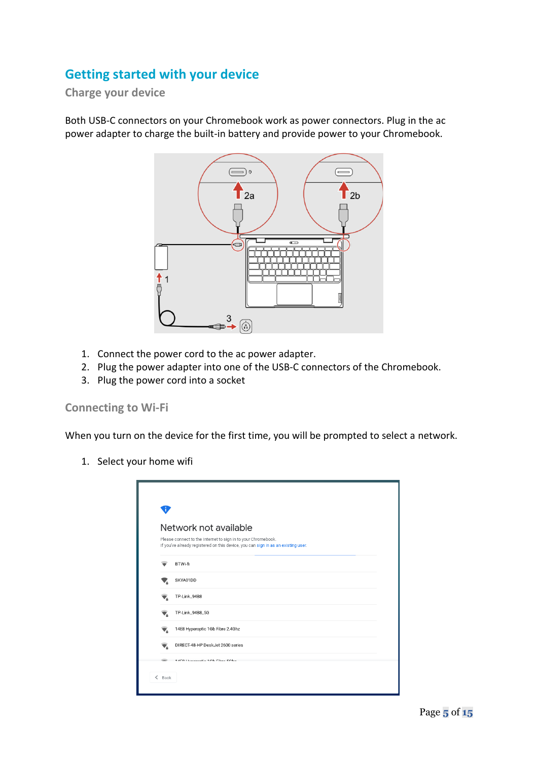# Getting started with your device

## Charge your device

Both USB-C connectors on your Chromebook work as power connectors. Plug in the ac power adapter to charge the built-in battery and provide power to your Chromebook.

1. Connect the power cord to the ac power adapter.
2. Plug the power adapter into one of the USB-C connectors of the Chromebook.
3. Plug the power cord into a socket

## Connecting to Wi-Fi

When you turn on the device for the first time, you will be prompted to select a network.

1. Select your home wifi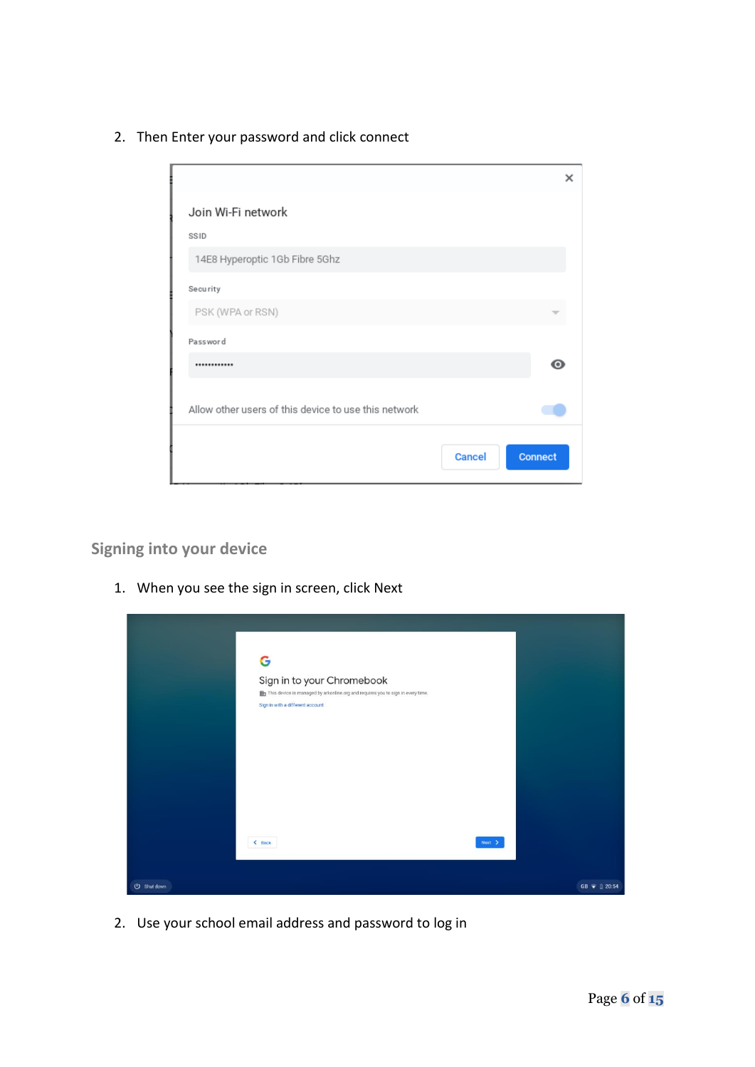2. Then Enter your password and click connect

## Signing into your device

1. When you see the sign in screen, click Next

2. Use your school email address and password to log in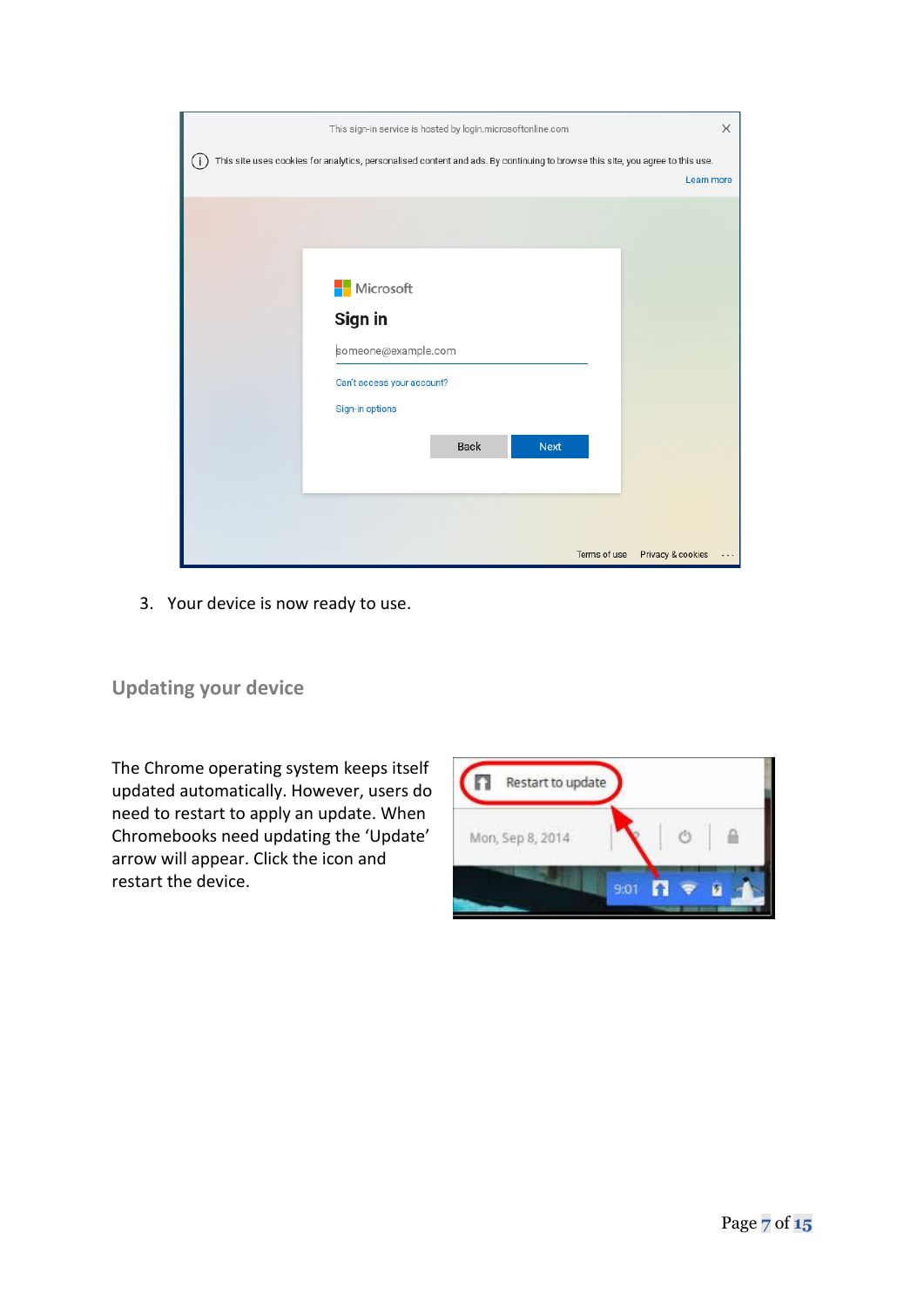3. Your device is now ready to use.

## Updating your device

The Chrome operating system keeps itself updated automatically. However, users do need to restart to apply an update. When Chromebooks need updating the ‘Update’ arrow will appear. Click the icon and restart the device.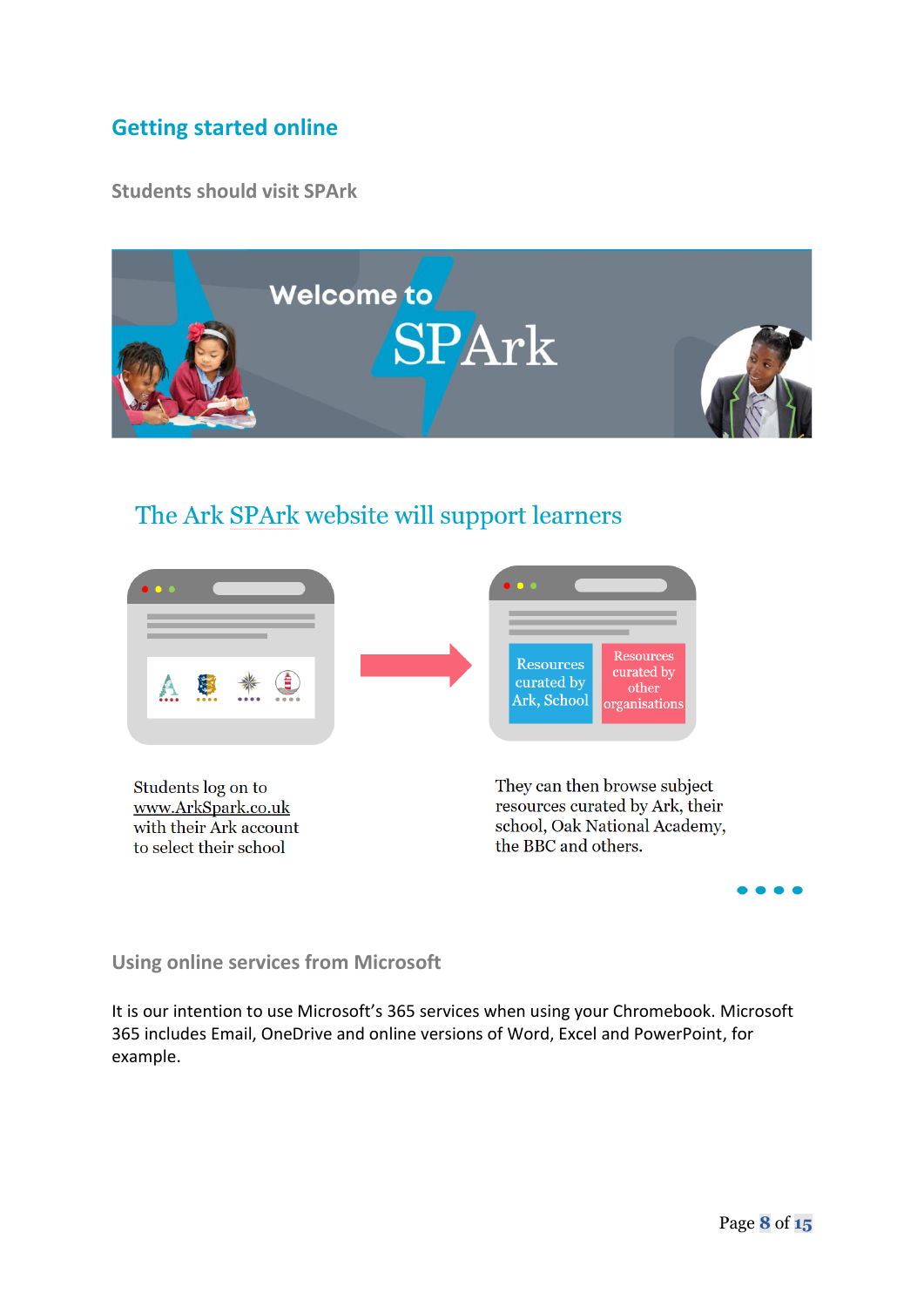## Getting started online

### Students should visit SPArk

Welcome to SPArk

### The Ark SPArk website will support learners

Resources curated by Ark, School

Resources curated by other organisations

Students log on to www.ArkSpark.co.uk with their Ark account to select their school

They can then browse subject resources curated by Ark, their school, Oak National Academy, the BBC and others.

### Using online services from Microsoft

It is our intention to use Microsoft's 365 services when using your Chromebook. Microsoft 365 includes Email, OneDrive and online versions of Word, Excel and PowerPoint, for example.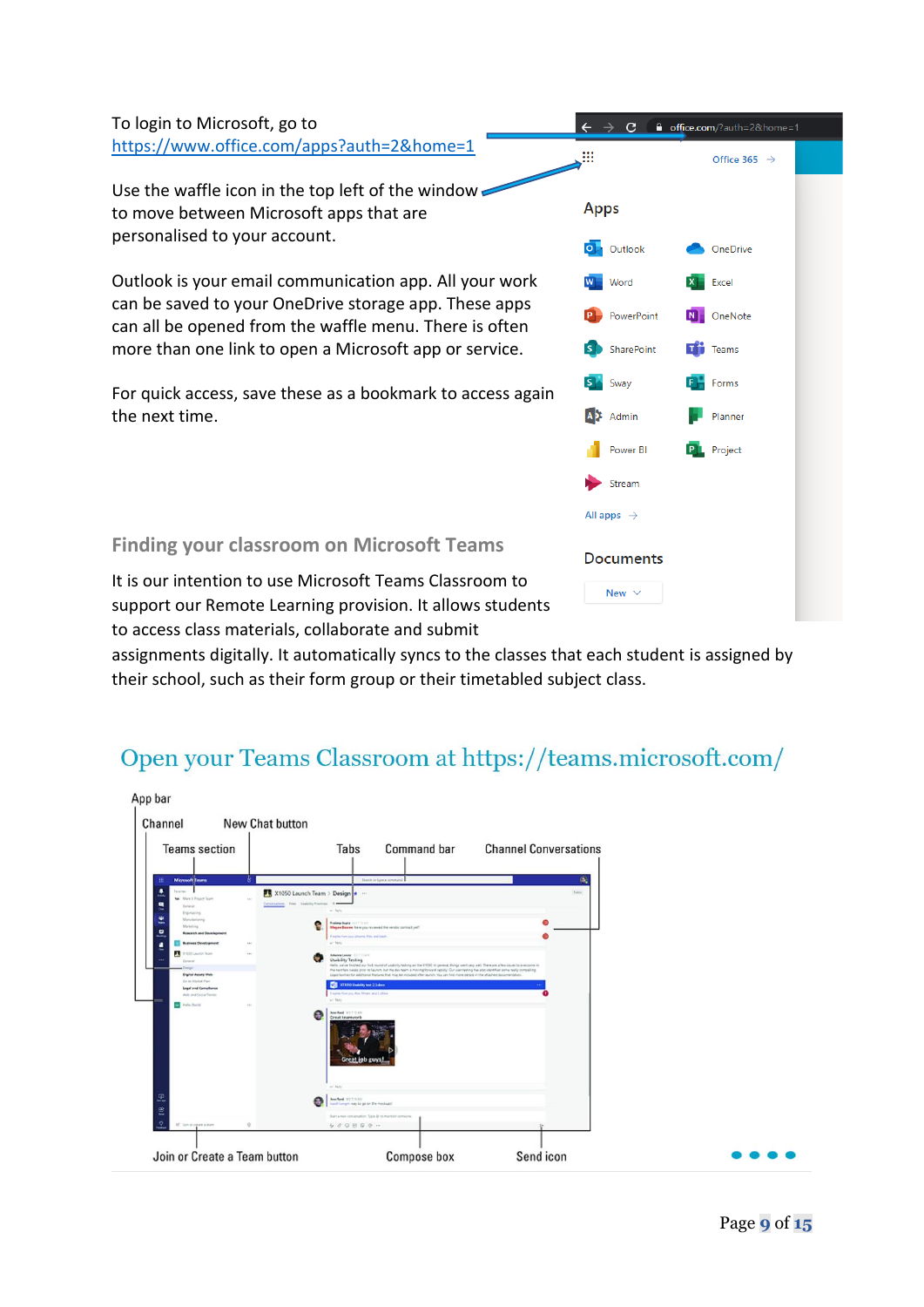To login to Microsoft, go to
https://www.office.com/apps?auth=2&home=1

Use the waffle icon in the top left of the window to move between Microsoft apps that are personalised to your account.

Outlook is your email communication app. All your work can be saved to your OneDrive storage app. These apps can all be opened from the waffle menu. There is often more than one link to open a Microsoft app or service.

For quick access, save these as a bookmark to access again the next time.

## Finding your classroom on Microsoft Teams

It is our intention to use Microsoft Teams Classroom to support our Remote Learning provision. It allows students to access class materials, collaborate and submit assignments digitally. It automatically syncs to the classes that each student is assigned by their school, such as their form group or their timetabled subject class.

## Open your Teams Classroom at https://teams.microsoft.com/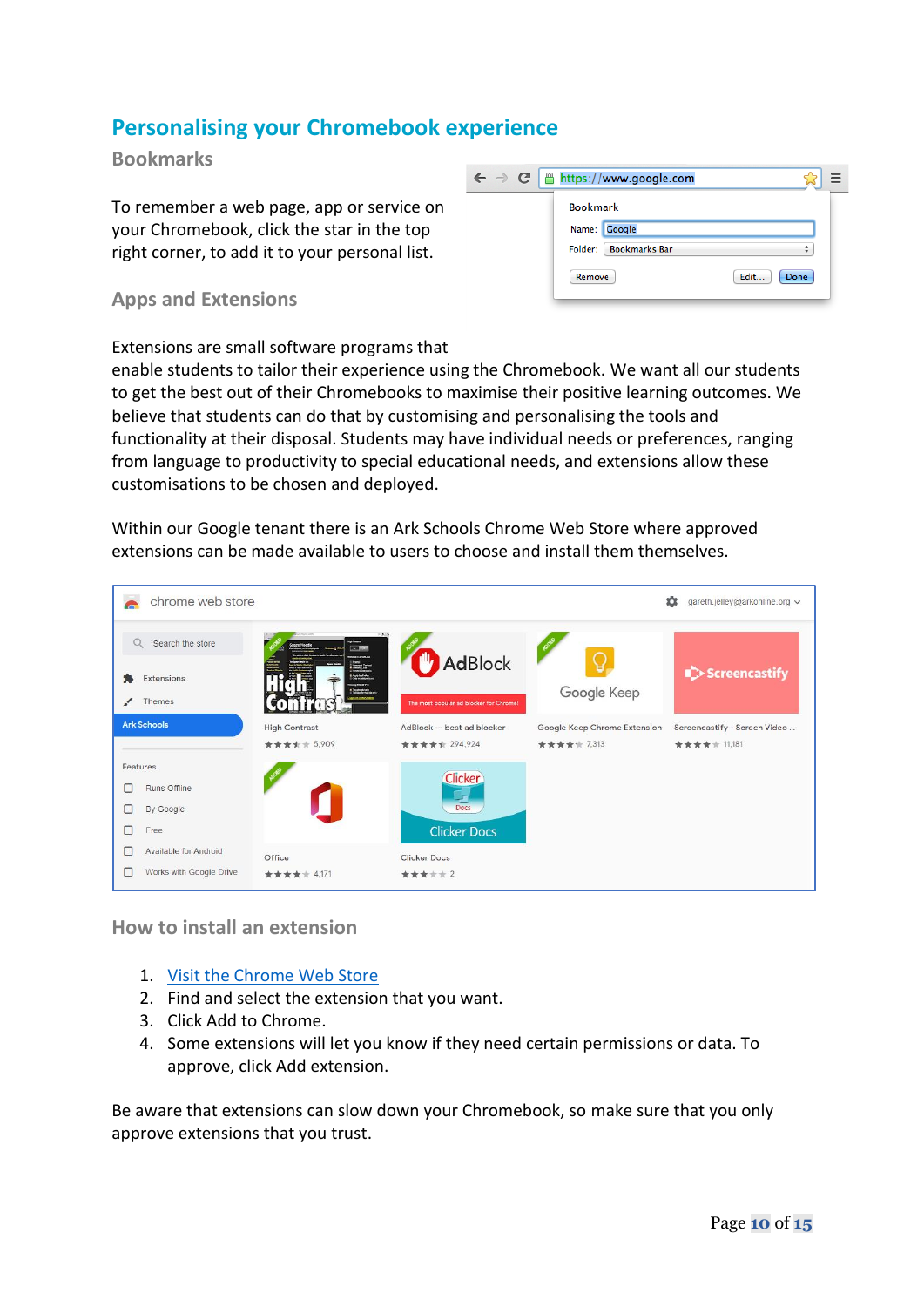# Personalising your Chromebook experience

## Bookmarks

To remember a web page, app or service on your Chromebook, click the star in the top right corner, to add it to your personal list.

## Apps and Extensions

Extensions are small software programs that enable students to tailor their experience using the Chromebook. We want all our students to get the best out of their Chromebooks to maximise their positive learning outcomes. We believe that students can do that by customising and personalising the tools and functionality at their disposal. Students may have individual needs or preferences, ranging from language to productivity to special educational needs, and extensions allow these customisations to be chosen and deployed.

Within our Google tenant there is an Ark Schools Chrome Web Store where approved extensions can be made available to users to choose and install them themselves.

## How to install an extension

1. [Visit the Chrome Web Store]
2. Find and select the extension that you want.
3. Click Add to Chrome.
4. Some extensions will let you know if they need certain permissions or data. To approve, click Add extension.

Be aware that extensions can slow down your Chromebook, so make sure that you only approve extensions that you trust.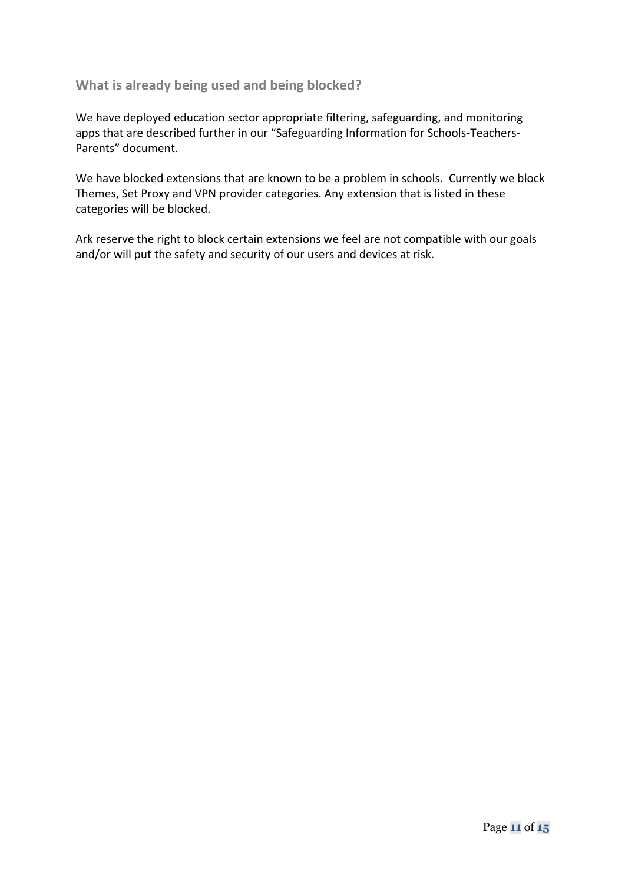## What is already being used and being blocked?

We have deployed education sector appropriate filtering, safeguarding, and monitoring apps that are described further in our "Safeguarding Information for Schools-Teachers-Parents" document.

We have blocked extensions that are known to be a problem in schools. Currently we block Themes, Set Proxy and VPN provider categories. Any extension that is listed in these categories will be blocked.

Ark reserve the right to block certain extensions we feel are not compatible with our goals and/or will put the safety and security of our users and devices at risk.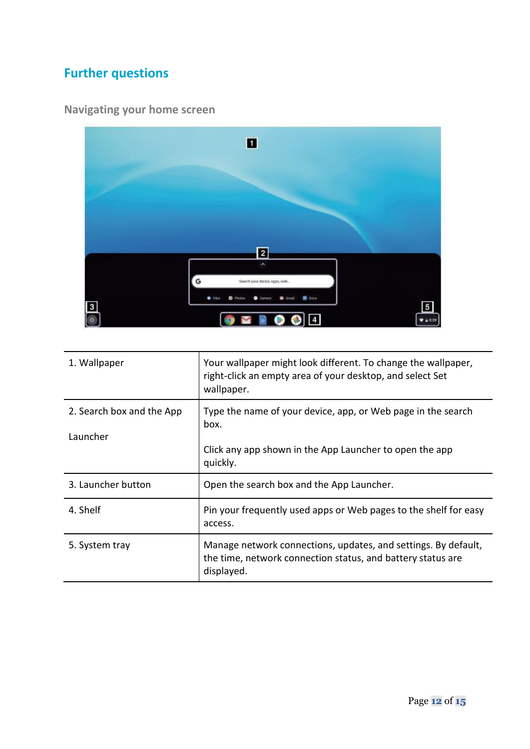## Further questions

### Navigating your home screen

| | |
|---|---|
| 1. Wallpaper | Your wallpaper might look different. To change the wallpaper, right-click an empty area of your desktop, and select Set wallpaper. |
| 2. Search box and the App Launcher | Type the name of your device, app, or Web page in the search box. Click any app shown in the App Launcher to open the app quickly. |
| 3. Launcher button | Open the search box and the App Launcher. |
| 4. Shelf | Pin your frequently used apps or Web pages to the shelf for easy access. |
| 5. System tray | Manage network connections, updates, and settings. By default, the time, network connection status, and battery status are displayed. |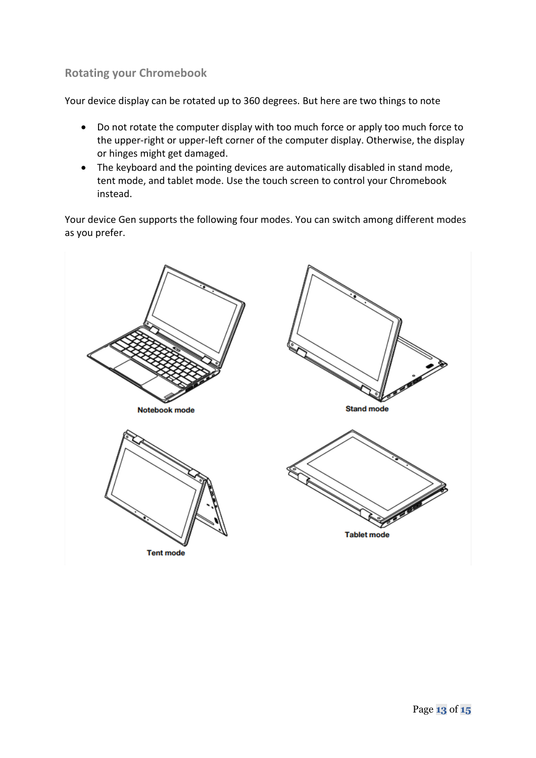### Rotating your Chromebook

Your device display can be rotated up to 360 degrees. But here are two things to note

- Do not rotate the computer display with too much force or apply too much force to the upper-right or upper-left corner of the computer display. Otherwise, the display or hinges might get damaged.
- The keyboard and the pointing devices are automatically disabled in stand mode, tent mode, and tablet mode. Use the touch screen to control your Chromebook instead.

Your device Gen supports the following four modes. You can switch among different modes as you prefer.

Notebook mode

Stand mode

Tent mode

Tablet mode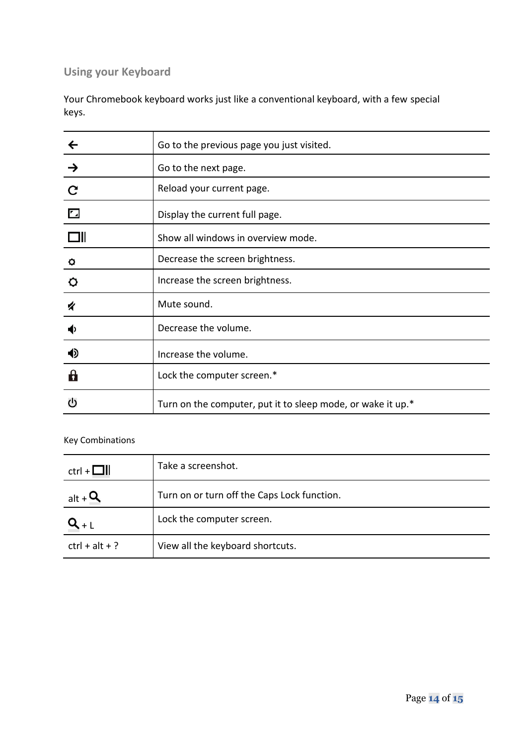## Using your Keyboard

Your Chromebook keyboard works just like a conventional keyboard, with a few special keys.

| | |
|---|---|
| ← | Go to the previous page you just visited. |
| → | Go to the next page. |
| ↻ | Reload your current page. |
| ⛶ | Display the current full page. |
| □ǁ | Show all windows in overview mode. |
| ☼ | Decrease the screen brightness. |
| ☼ | Increase the screen brightness. |
| 🔇 | Mute sound. |
| 🔉 | Decrease the volume. |
| 🔊 | Increase the volume. |
| 🔒 | Lock the computer screen.* |
| ⏻ | Turn on the computer, put it to sleep mode, or wake it up.* |

Key Combinations

| | |
|---|---|
| ctrl + □ǁ | Take a screenshot. |
| alt + 🔍 | Turn on or turn off the Caps Lock function. |
| 🔍 + L | Lock the computer screen. |
| ctrl + alt + ? | View all the keyboard shortcuts. |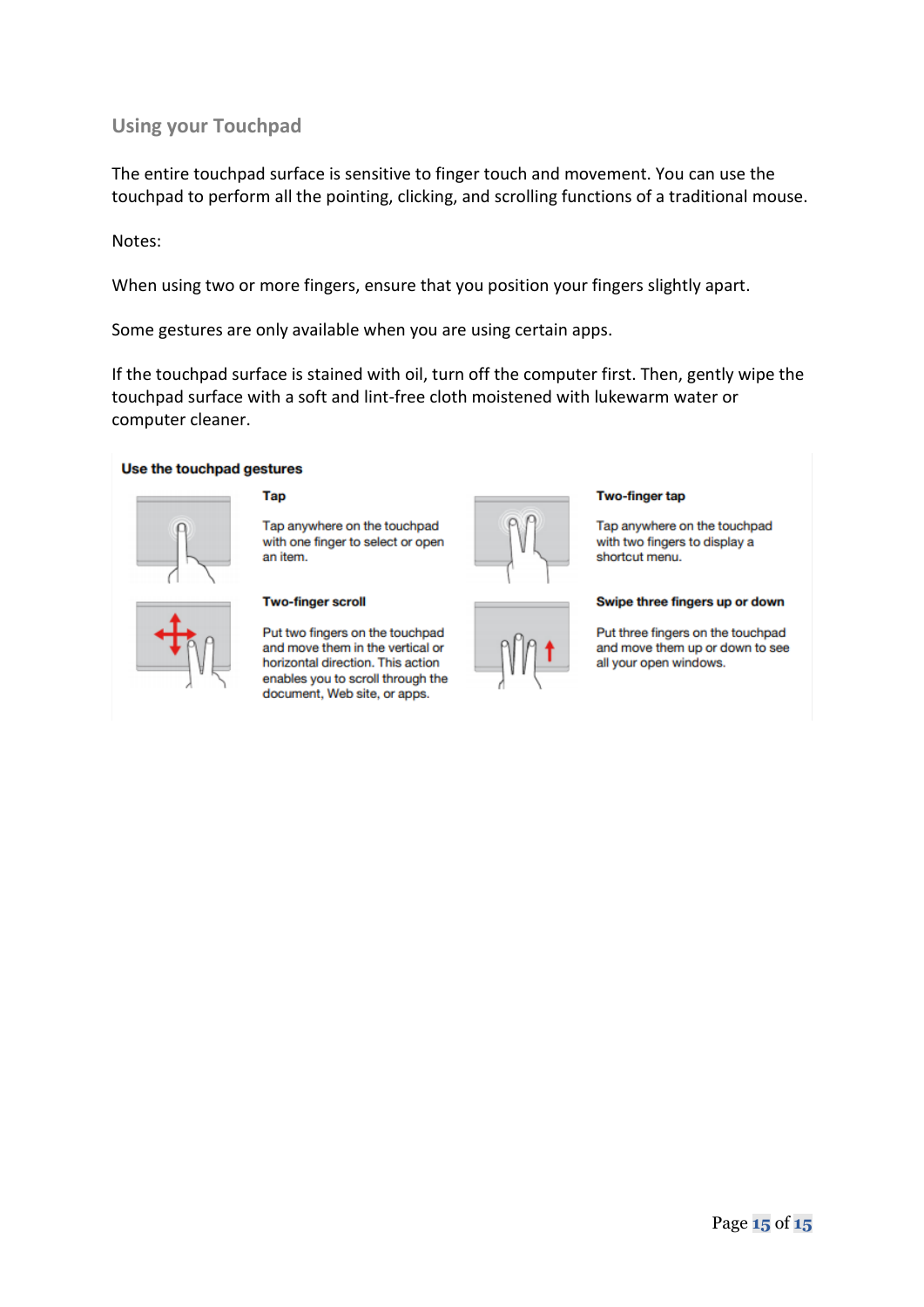## Using your Touchpad

The entire touchpad surface is sensitive to finger touch and movement. You can use the touchpad to perform all the pointing, clicking, and scrolling functions of a traditional mouse.

Notes:

When using two or more fingers, ensure that you position your fingers slightly apart.

Some gestures are only available when you are using certain apps.

If the touchpad surface is stained with oil, turn off the computer first. Then, gently wipe the touchpad surface with a soft and lint-free cloth moistened with lukewarm water or computer cleaner.

**Use the touchpad gestures**

**Tap**

Tap anywhere on the touchpad with one finger to select or open an item.

**Two-finger tap**

Tap anywhere on the touchpad with two fingers to display a shortcut menu.

**Two-finger scroll**

Put two fingers on the touchpad and move them in the vertical or horizontal direction. This action enables you to scroll through the document, Web site, or apps.

**Swipe three fingers up or down**

Put three fingers on the touchpad and move them up or down to see all your open windows.